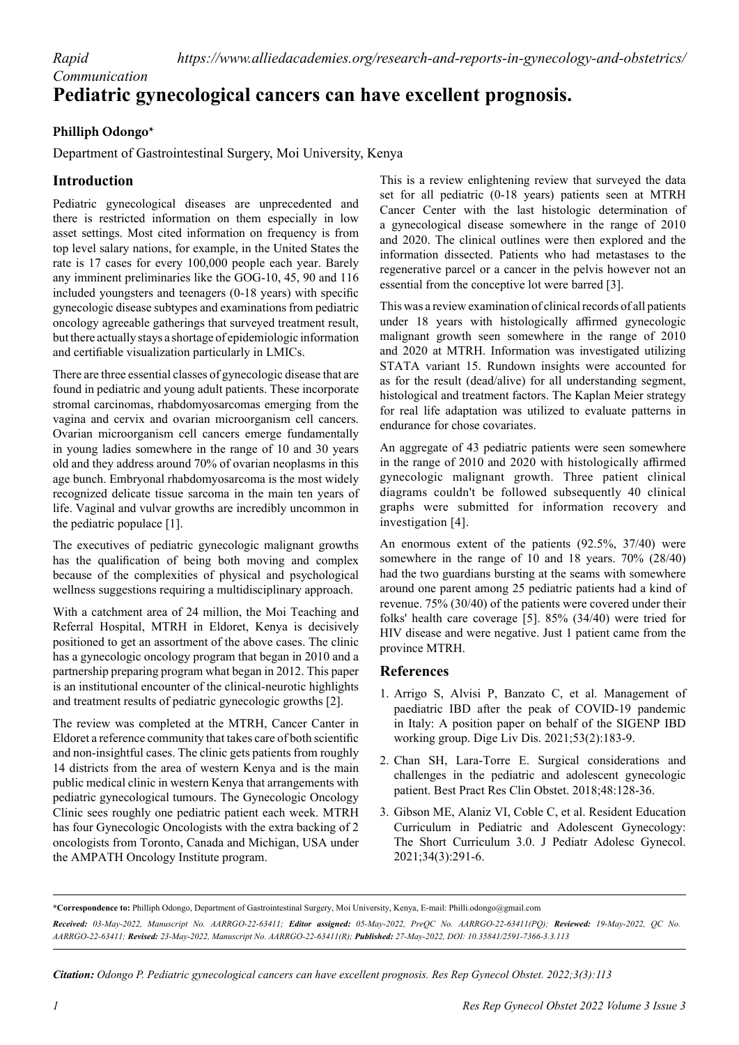*Rapid Communication* *https://www.alliedacademies.org/research-and-reports-in-gynecology-and-obstetrics/*

# Pediatric gynecological cancers can have excellent prognosis.

**Phillip Odongo***

Department of Gastrointestinal Surgery, Moi University, Kenya

## Introduction

Pediatric gynecological diseases are unprecedented and there is restricted information on them especially in low asset settings. Most cited information on frequency is from top level salary nations, for example, in the United States the rate is 17 cases for every 100,000 people each year. Barely any imminent preliminaries like the GOG-10, 45, 90 and 116 included youngsters and teenagers (0-18 years) with specific gynecologic disease subtypes and examinations from pediatric oncology agreeable gatherings that surveyed treatment result, but there actually stays a shortage of epidemiologic information and certifiable visualization particularly in LMICs.

There are three essential classes of gynecologic disease that are found in pediatric and young adult patients. These incorporate stromal carcinomas, rhabdomyosarcomas emerging from the vagina and cervix and ovarian microorganism cell cancers. Ovarian microorganism cell cancers emerge fundamentally in young ladies somewhere in the range of 10 and 30 years old and they address around 70% of ovarian neoplasms in this age bunch. Embryonal rhabdomyosarcoma is the most widely recognized delicate tissue sarcoma in the main ten years of life. Vaginal and vulvar growths are incredibly uncommon in the pediatric populace [1].

The executives of pediatric gynecologic malignant growths has the qualification of being both moving and complex because of the complexities of physical and psychological wellness suggestions requiring a multidisciplinary approach.

With a catchment area of 24 million, the Moi Teaching and Referral Hospital, MTRH in Eldoret, Kenya is decisively positioned to get an assortment of the above cases. The clinic has a gynecologic oncology program that began in 2010 and a partnership preparing program what began in 2012. This paper is an institutional encounter of the clinical-neurotic highlights and treatment results of pediatric gynecologic growths [2].

The review was completed at the MTRH, Cancer Canter in Eldoret a reference community that takes care of both scientific and non-insightful cases. The clinic gets patients from roughly 14 districts from the area of western Kenya and is the main public medical clinic in western Kenya that arrangements with pediatric gynecological tumours. The Gynecologic Oncology Clinic sees roughly one pediatric patient each week. MTRH has four Gynecologic Oncologists with the extra backing of 2 oncologists from Toronto, Canada and Michigan, USA under the AMPATH Oncology Institute program.

This is a review enlightening review that surveyed the data set for all pediatric (0-18 years) patients seen at MTRH Cancer Center with the last histologic determination of a gynecological disease somewhere in the range of 2010 and 2020. The clinical outlines were then explored and the information dissected. Patients who had metastases to the regenerative parcel or a cancer in the pelvis however not an essential from the conceptive lot were barred [3].

This was a review examination of clinical records of all patients under 18 years with histologically affirmed gynecologic malignant growth seen somewhere in the range of 2010 and 2020 at MTRH. Information was investigated utilizing STATA variant 15. Rundown insights were accounted for as for the result (dead/alive) for all understanding segment, histological and treatment factors. The Kaplan Meier strategy for real life adaptation was utilized to evaluate patterns in endurance for chose covariates.

An aggregate of 43 pediatric patients were seen somewhere in the range of 2010 and 2020 with histologically affirmed gynecologic malignant growth. Three patient clinical diagrams couldn't be followed subsequently 40 clinical graphs were submitted for information recovery and investigation [4].

An enormous extent of the patients (92.5%, 37/40) were somewhere in the range of 10 and 18 years. 70% (28/40) had the two guardians bursting at the seams with somewhere around one parent among 25 pediatric patients had a kind of revenue. 75% (30/40) of the patients were covered under their folks' health care coverage [5]. 85% (34/40) were tried for HIV disease and were negative. Just 1 patient came from the province MTRH.

## References

1. Arrigo S, Alvisi P, Banzato C, et al. Management of paediatric IBD after the peak of COVID-19 pandemic in Italy: A position paper on behalf of the SIGENP IBD working group. Dige Liv Dis. 2021;53(2):183-9.
2. Chan SH, Lara-Torre E. Surgical considerations and challenges in the pediatric and adolescent gynecologic patient. Best Pract Res Clin Obstet. 2018;48:128-36.
3. Gibson ME, Alaniz VI, Coble C, et al. Resident Education Curriculum in Pediatric and Adolescent Gynecology: The Short Curriculum 3.0. J Pediatr Adolesc Gynecol. 2021;34(3):291-6.

**\*Correspondence to:** Phillip Odongo, Department of Gastrointestinal Surgery, Moi University, Kenya, E-mail: Philli.odongo@gmail.com

***Received:** 03-May-2022, Manuscript No. AARRGO-22-63411; **Editor assigned:** 05-May-2022, PreQC No. AARRGO-22-63411(PQ); **Reviewed:** 19-May-2022, QC No. AARRGO-22-63411; **Revised:** 23-May-2022, Manuscript No. AARRGO-22-63411(R); **Published:** 27-May-2022, DOI: 10.35841/2591-7366-3.3.113*

***Citation:** Odongo P. Pediatric gynecological cancers can have excellent prognosis. Res Rep Gynecol Obstet. 2022;3(3):113*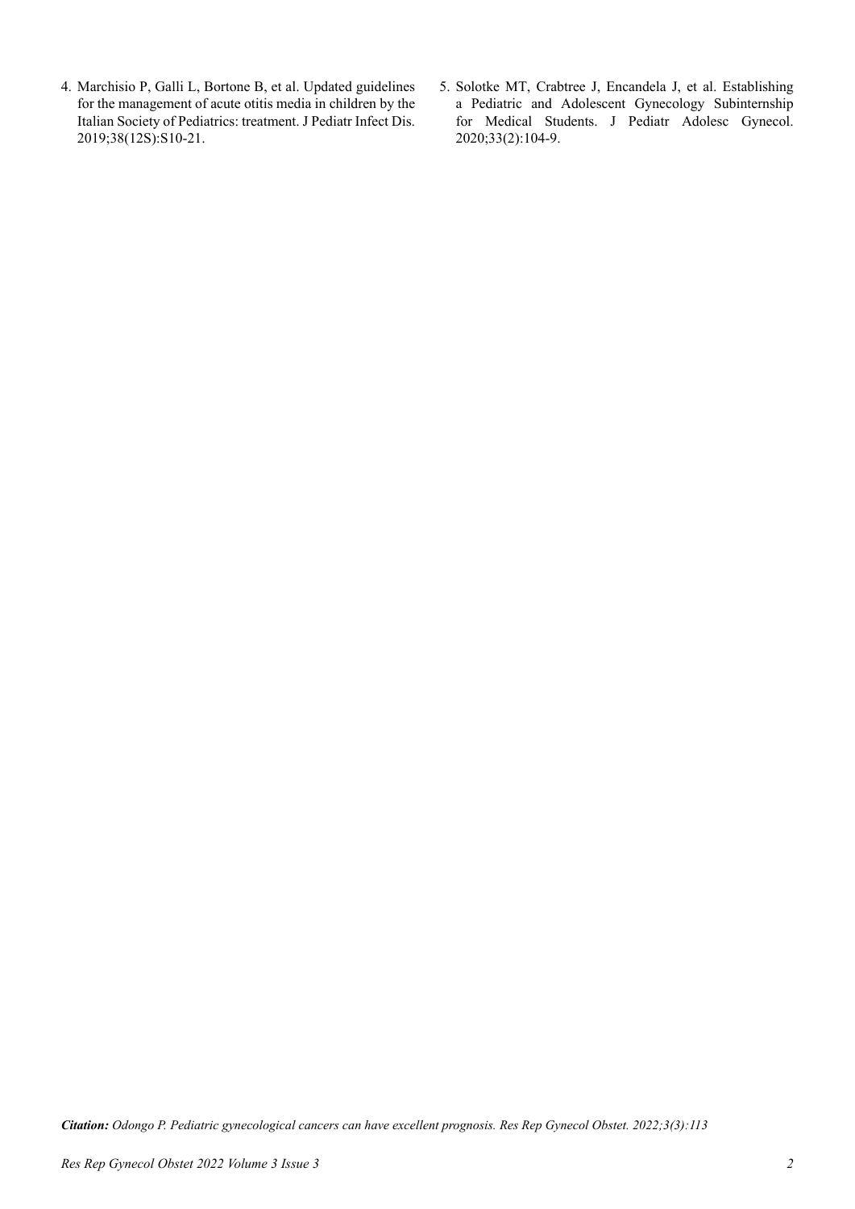4. Marchisio P, Galli L, Bortone B, et al. Updated guidelines for the management of acute otitis media in children by the Italian Society of Pediatrics: treatment. J Pediatr Infect Dis. 2019;38(12S):S10-21.

5. Solotke MT, Crabtree J, Encandela J, et al. Establishing a Pediatric and Adolescent Gynecology Subinternship for Medical Students. J Pediatr Adolesc Gynecol. 2020;33(2):104-9.

***Citation:*** *Odongo P. Pediatric gynecological cancers can have excellent prognosis. Res Rep Gynecol Obstet. 2022;3(3):113*